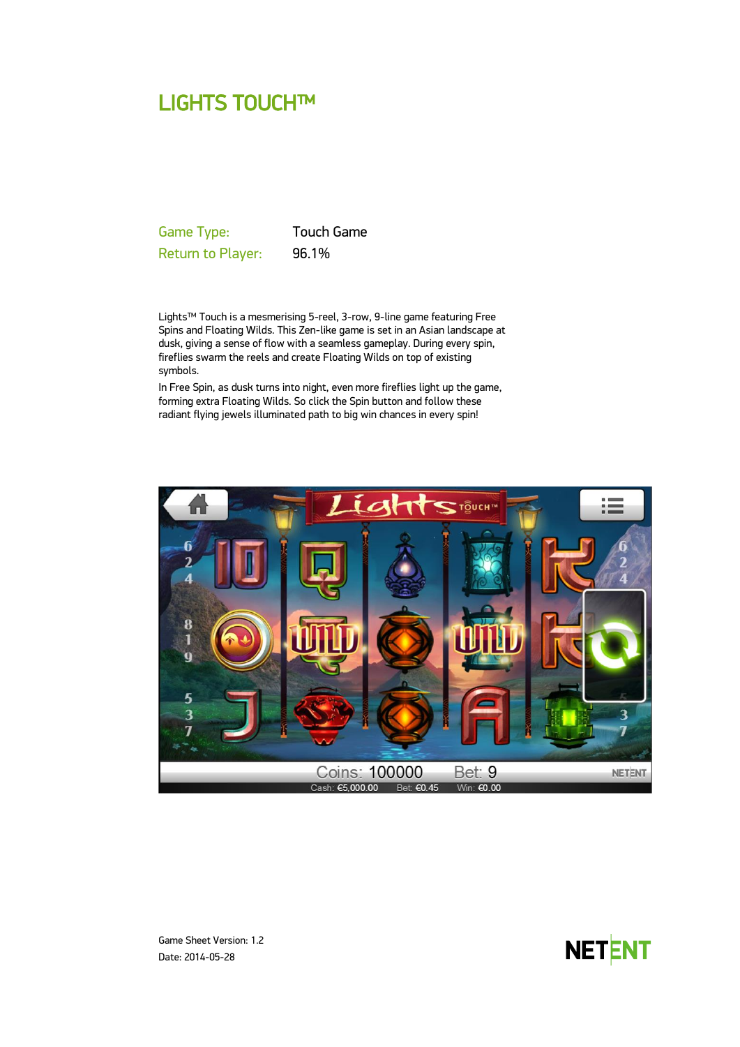# LIGHTS TOUCH™

| Game Type: | Touch Game |
| --- | --- |
| Return to Player: | 96.1% |

Lights™ Touch is a mesmerising 5-reel, 3-row, 9-line game featuring Free Spins and Floating Wilds. This Zen-like game is set in an Asian landscape at dusk, giving a sense of flow with a seamless gameplay. During every spin, fireflies swarm the reels and create Floating Wilds on top of existing symbols.

In Free Spin, as dusk turns into night, even more fireflies light up the game, forming extra Floating Wilds. So click the Spin button and follow these radiant flying jewels illuminated path to big win chances in every spin!

Game Sheet Version: 1.2

Date: 2014-05-28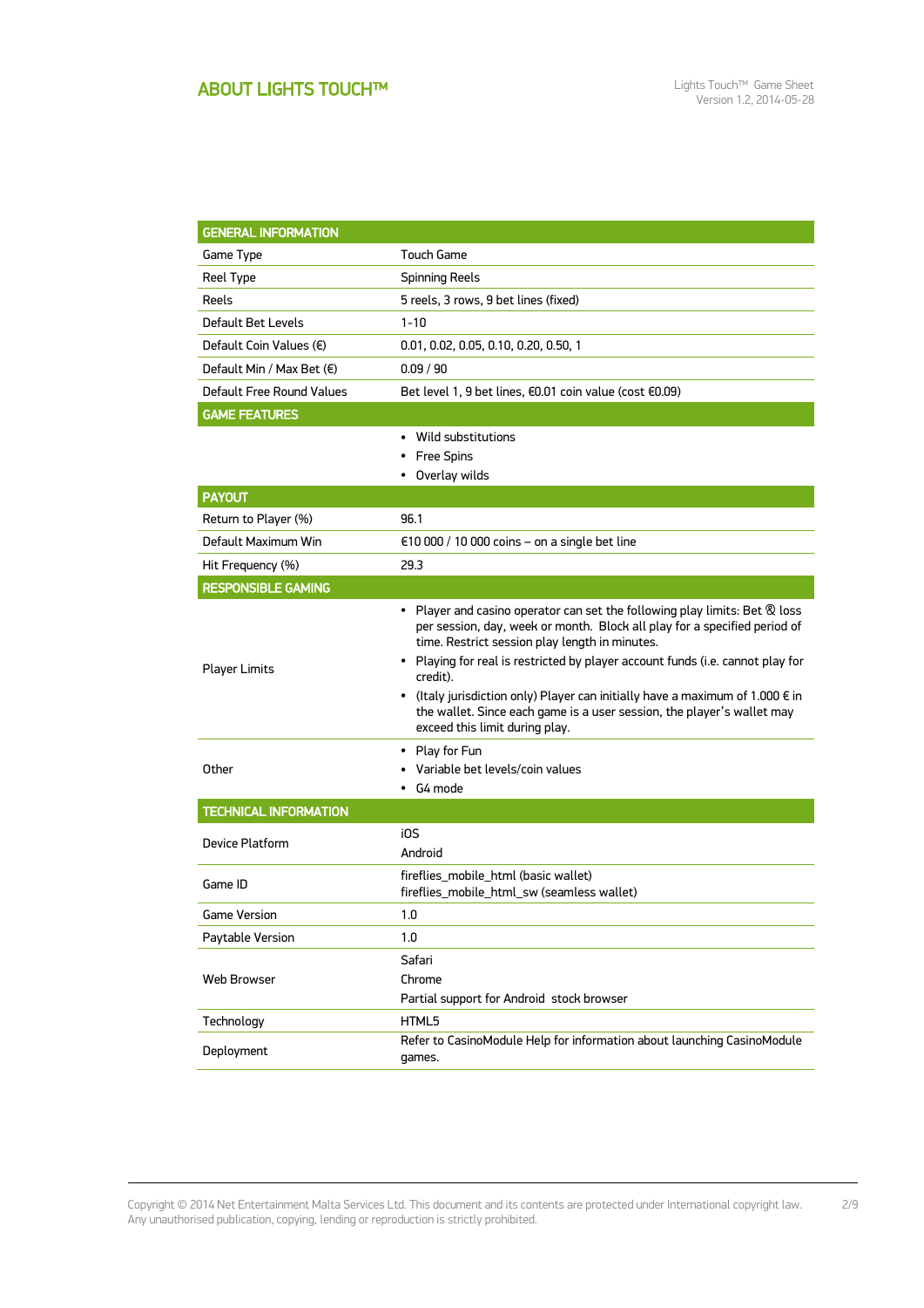# ABOUT LIGHTS TOUCH™

| GENERAL INFORMATION | |
|---|---|
| Game Type | Touch Game |
| Reel Type | Spinning Reels |
| Reels | 5 reels, 3 rows, 9 bet lines (fixed) |
| Default Bet Levels | 1-10 |
| Default Coin Values (€) | 0.01, 0.02, 0.05, 0.10, 0.20, 0.50, 1 |
| Default Min / Max Bet (€) | 0.09 / 90 |
| Default Free Round Values | Bet level 1, 9 bet lines, €0.01 coin value (cost €0.09) |
| **GAME FEATURES** | |
| | • Wild substitutions<br>• Free Spins<br>• Overlay wilds |
| **PAYOUT** | |
| Return to Player (%) | 96.1 |
| Default Maximum Win | €10 000 / 10 000 coins – on a single bet line |
| Hit Frequency (%) | 29.3 |
| **RESPONSIBLE GAMING** | |
| Player Limits | • Player and casino operator can set the following play limits: Bet & loss per session, day, week or month. Block all play for a specified period of time. Restrict session play length in minutes.<br>• Playing for real is restricted by player account funds (i.e. cannot play for credit).<br>• (Italy jurisdiction only) Player can initially have a maximum of 1.000 € in the wallet. Since each game is a user session, the player's wallet may exceed this limit during play. |
| Other | • Play for Fun<br>• Variable bet levels/coin values<br>• G4 mode |
| **TECHNICAL INFORMATION** | |
| Device Platform | iOS<br>Android |
| Game ID | fireflies_mobile_html (basic wallet)<br>fireflies_mobile_html_sw (seamless wallet) |
| Game Version | 1.0 |
| Paytable Version | 1.0 |
| Web Browser | Safari<br>Chrome<br>Partial support for Android stock browser |
| Technology | HTML5 |
| Deployment | Refer to CasinoModule Help for information about launching CasinoModule games. |

Copyright © 2014 Net Entertainment Malta Services Ltd. This document and its contents are protected under International copyright law. Any unauthorised publication, copying, lending or reproduction is strictly prohibited.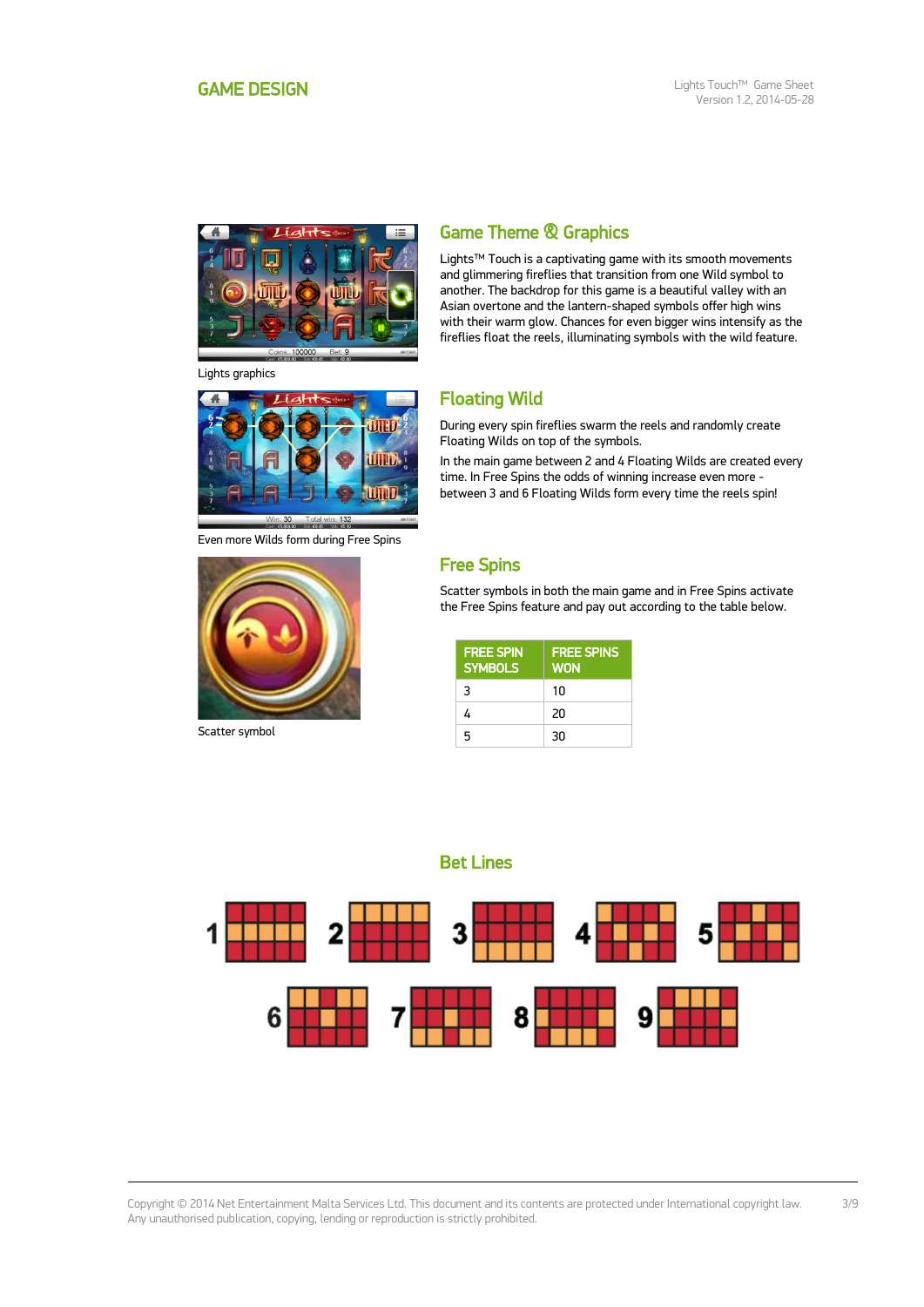# GAME DESIGN

Lights graphics

Even more Wilds form during Free Spins

Scatter symbol

## Game Theme & Graphics

Lights™ Touch is a captivating game with its smooth movements and glimmering fireflies that transition from one Wild symbol to another. The backdrop for this game is a beautiful valley with an Asian overtone and the lantern-shaped symbols offer high wins with their warm glow. Chances for even bigger wins intensify as the fireflies float the reels, illuminating symbols with the wild feature.

## Floating Wild

During every spin fireflies swarm the reels and randomly create Floating Wilds on top of the symbols.

In the main game between 2 and 4 Floating Wilds are created every time. In Free Spins the odds of winning increase even more - between 3 and 6 Floating Wilds form every time the reels spin!

## Free Spins

Scatter symbols in both the main game and in Free Spins activate the Free Spins feature and pay out according to the table below.

| FREE SPIN SYMBOLS | FREE SPINS WON |
|---|---|
| 3 | 10 |
| 4 | 20 |
| 5 | 30 |

## Bet Lines

1 2 3 4 5

6 7 8 9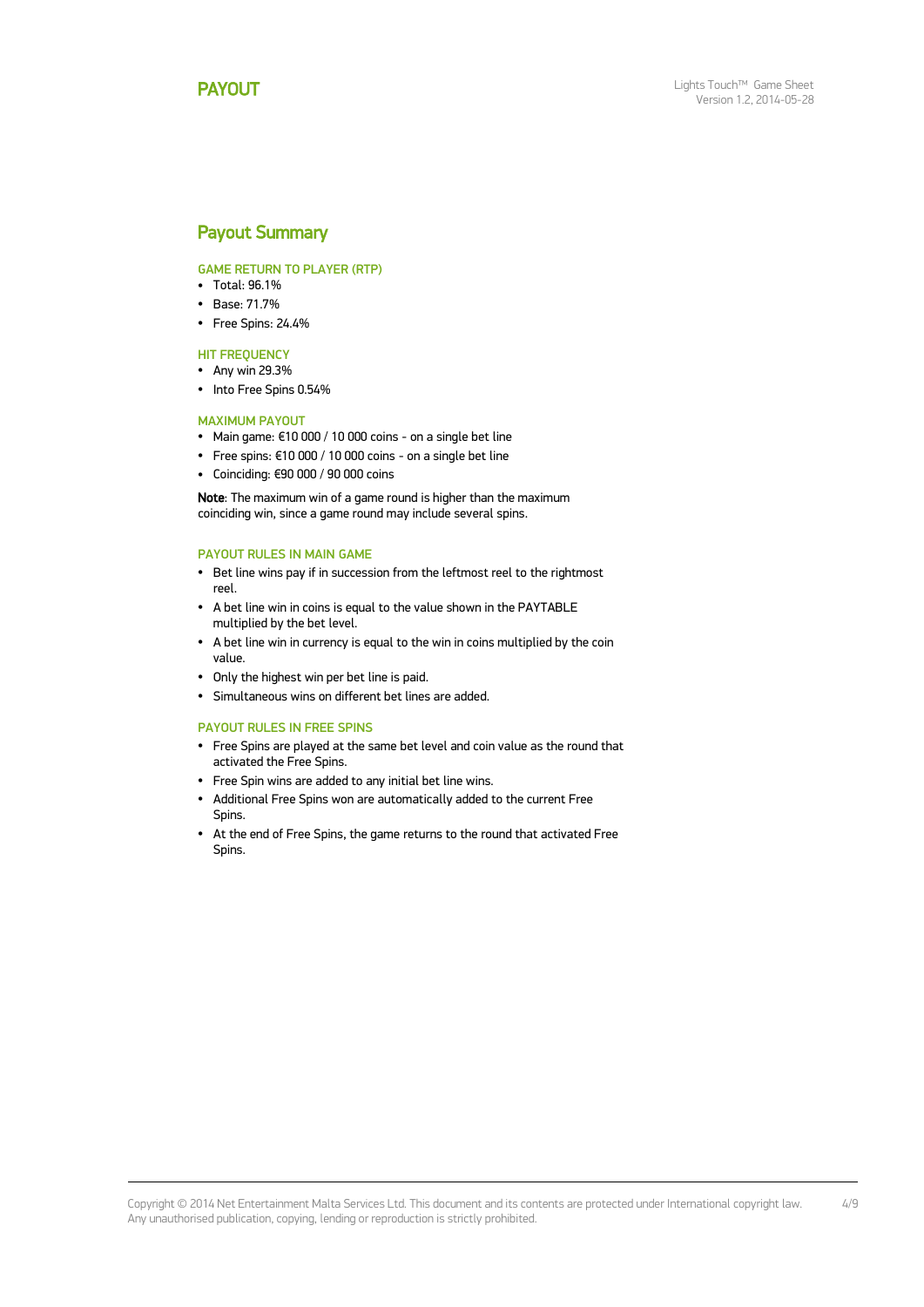# PAYOUT

## Payout Summary

### GAME RETURN TO PLAYER (RTP)

- Total: 96.1%
- Base: 71.7%
- Free Spins: 24.4%

### HIT FREQUENCY

- Any win 29.3%
- Into Free Spins 0.54%

### MAXIMUM PAYOUT

- Main game: €10 000 / 10 000 coins - on a single bet line
- Free spins: €10 000 / 10 000 coins - on a single bet line
- Coinciding: €90 000 / 90 000 coins

**Note**: The maximum win of a game round is higher than the maximum coinciding win, since a game round may include several spins.

### PAYOUT RULES IN MAIN GAME

- Bet line wins pay if in succession from the leftmost reel to the rightmost reel.
- A bet line win in coins is equal to the value shown in the PAYTABLE multiplied by the bet level.
- A bet line win in currency is equal to the win in coins multiplied by the coin value.
- Only the highest win per bet line is paid.
- Simultaneous wins on different bet lines are added.

### PAYOUT RULES IN FREE SPINS

- Free Spins are played at the same bet level and coin value as the round that activated the Free Spins.
- Free Spin wins are added to any initial bet line wins.
- Additional Free Spins won are automatically added to the current Free Spins.
- At the end of Free Spins, the game returns to the round that activated Free Spins.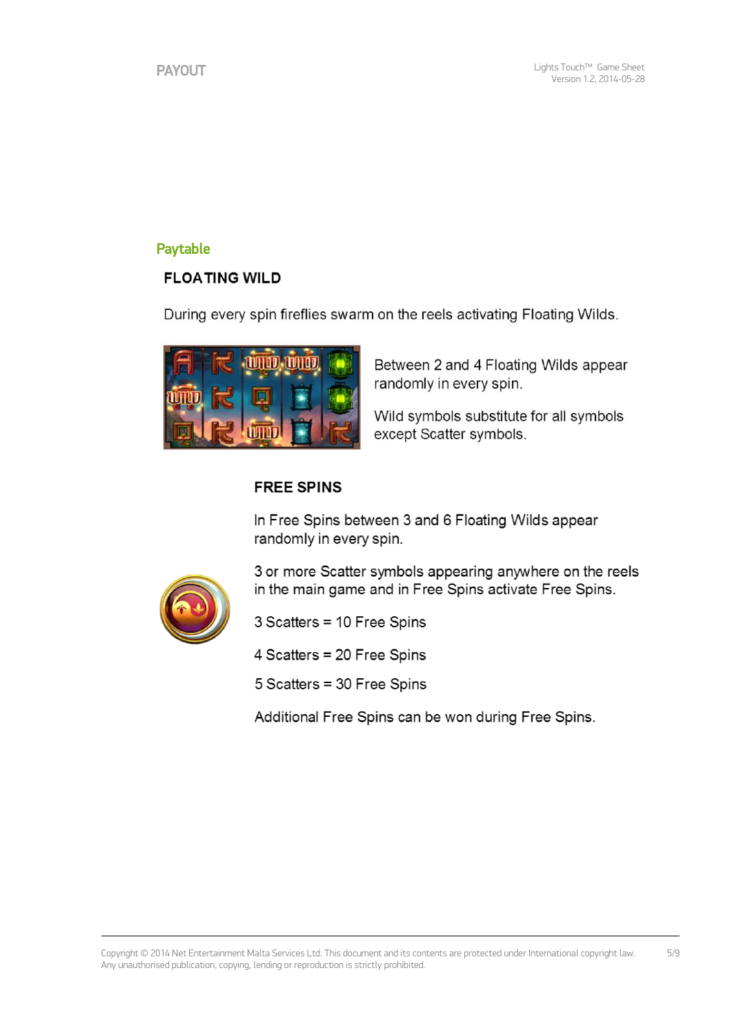# PAYOUT

## Paytable

### FLOATING WILD

During every spin fireflies swarm on the reels activating Floating Wilds.

Between 2 and 4 Floating Wilds appear randomly in every spin.

Wild symbols substitute for all symbols except Scatter symbols.

### FREE SPINS

In Free Spins between 3 and 6 Floating Wilds appear randomly in every spin.

3 or more Scatter symbols appearing anywhere on the reels in the main game and in Free Spins activate Free Spins.

3 Scatters = 10 Free Spins

4 Scatters = 20 Free Spins

5 Scatters = 30 Free Spins

Additional Free Spins can be won during Free Spins.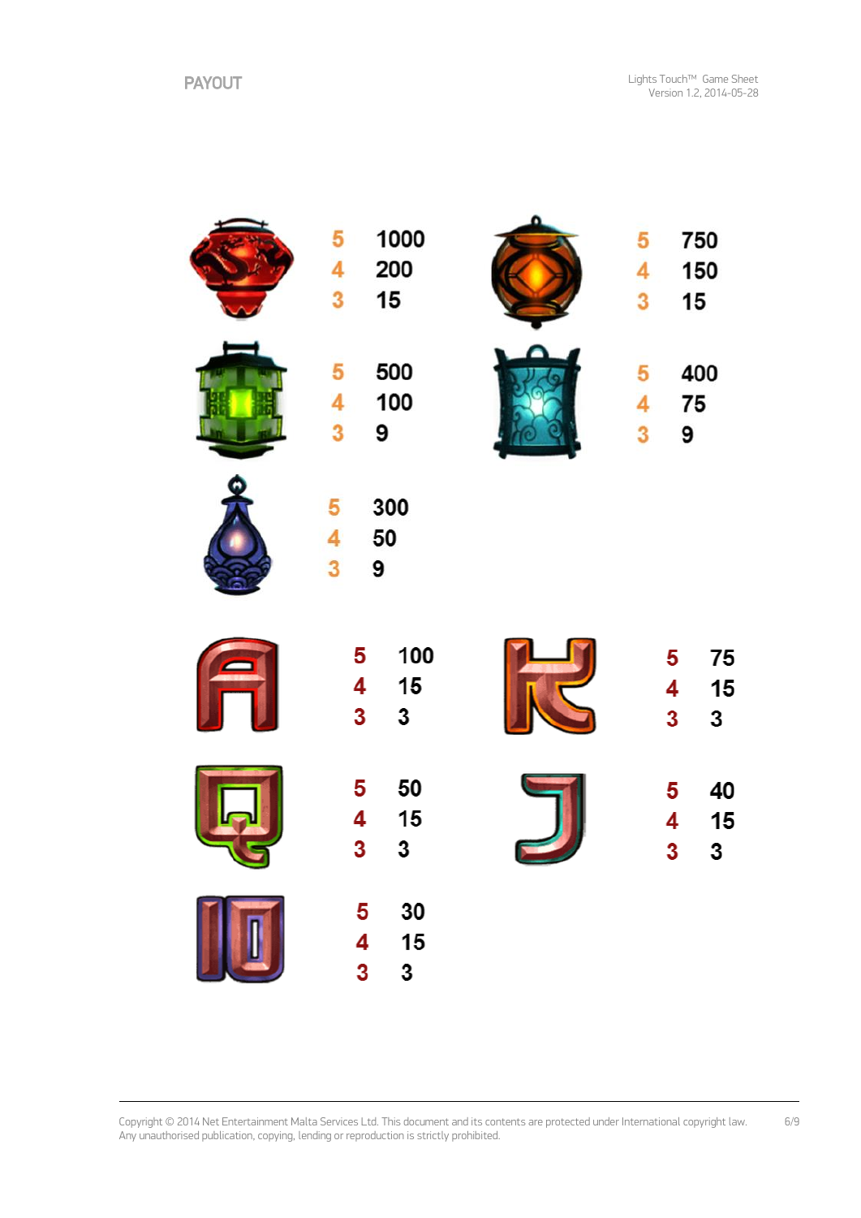# PAYOUT

| 5 | 1000 |
|---|---|
| 4 | 200 |
| 3 | 15 |

| 5 | 750 |
|---|---|
| 4 | 150 |
| 3 | 15 |

| 5 | 500 |
|---|---|
| 4 | 100 |
| 3 | 9 |

| 5 | 400 |
|---|---|
| 4 | 75 |
| 3 | 9 |

| 5 | 300 |
|---|---|
| 4 | 50 |
| 3 | 9 |

| 5 | 100 |
|---|---|
| 4 | 15 |
| 3 | 3 |

| 5 | 75 |
|---|---|
| 4 | 15 |
| 3 | 3 |

| 5 | 50 |
|---|---|
| 4 | 15 |
| 3 | 3 |

| 5 | 40 |
|---|---|
| 4 | 15 |
| 3 | 3 |

| 5 | 30 |
|---|---|
| 4 | 15 |
| 3 | 3 |

Copyright © 2014 Net Entertainment Malta Services Ltd. This document and its contents are protected under International copyright law. Any unauthorised publication, copying, lending or reproduction is strictly prohibited.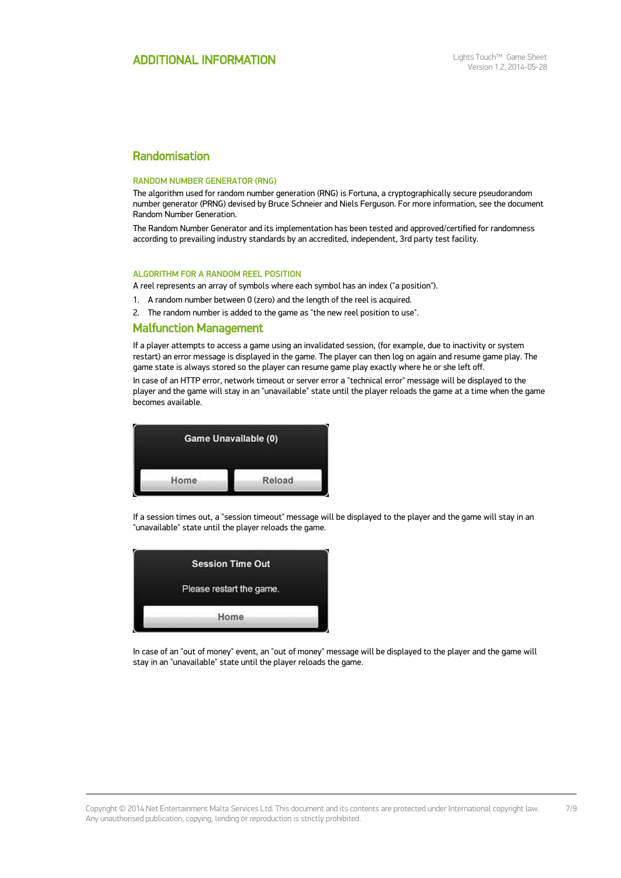# ADDITIONAL INFORMATION

## Randomisation

### RANDOM NUMBER GENERATOR (RNG)

The algorithm used for random number generation (RNG) is Fortuna, a cryptographically secure pseudorandom number generator (PRNG) devised by Bruce Schneier and Niels Ferguson. For more information, see the document Random Number Generation.

The Random Number Generator and its implementation has been tested and approved/certified for randomness according to prevailing industry standards by an accredited, independent, 3rd party test facility.

### ALGORITHM FOR A RANDOM REEL POSITION

A reel represents an array of symbols where each symbol has an index ("a position").

1. A random number between 0 (zero) and the length of the reel is acquired.
2. The random number is added to the game as "the new reel position to use".

## Malfunction Management

If a player attempts to access a game using an invalidated session, (for example, due to inactivity or system restart) an error message is displayed in the game. The player can then log on again and resume game play. The game state is always stored so the player can resume game play exactly where he or she left off.

In case of an HTTP error, network timeout or server error a "technical error" message will be displayed to the player and the game will stay in an "unavailable" state until the player reloads the game at a time when the game becomes available.

Game Unavailable (0)

Home | Reload

If a session times out, a "session timeout" message will be displayed to the player and the game will stay in an "unavailable" state until the player reloads the game.

Session Time Out

Please restart the game.

Home

In case of an "out of money" event, an "out of money" message will be displayed to the player and the game will stay in an "unavailable" state until the player reloads the game.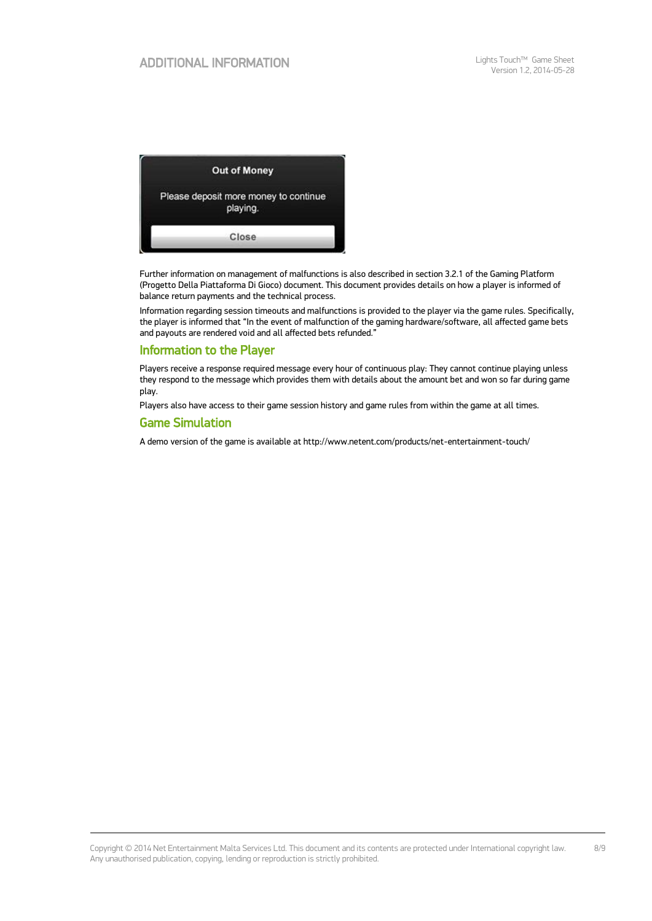Out of Money

Please deposit more money to continue playing.

Close

Further information on management of malfunctions is also described in section 3.2.1 of the Gaming Platform (Progetto Della Piattaforma Di Gioco) document. This document provides details on how a player is informed of balance return payments and the technical process.

Information regarding session timeouts and malfunctions is provided to the player via the game rules. Specifically, the player is informed that "In the event of malfunction of the gaming hardware/software, all affected game bets and payouts are rendered void and all affected bets refunded."

## Information to the Player

Players receive a response required message every hour of continuous play: They cannot continue playing unless they respond to the message which provides them with details about the amount bet and won so far during game play.

Players also have access to their game session history and game rules from within the game at all times.

## Game Simulation

A demo version of the game is available at http://www.netent.com/products/net-entertainment-touch/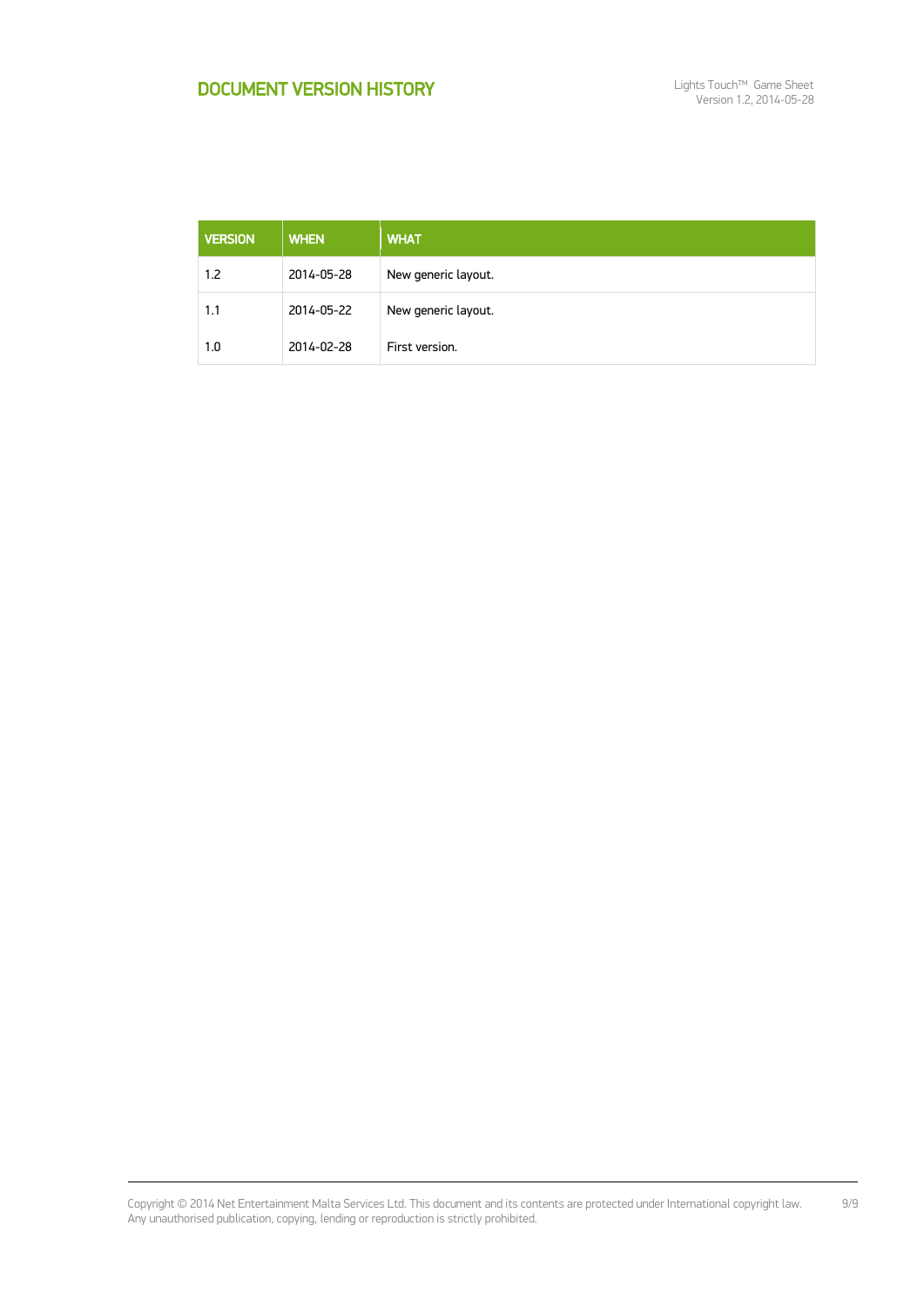## DOCUMENT VERSION HISTORY

| VERSION | WHEN | WHAT |
|---|---|---|
| 1.2 | 2014-05-28 | New generic layout. |
| 1.1 | 2014-05-22 | New generic layout. |
| 1.0 | 2014-02-28 | First version. |